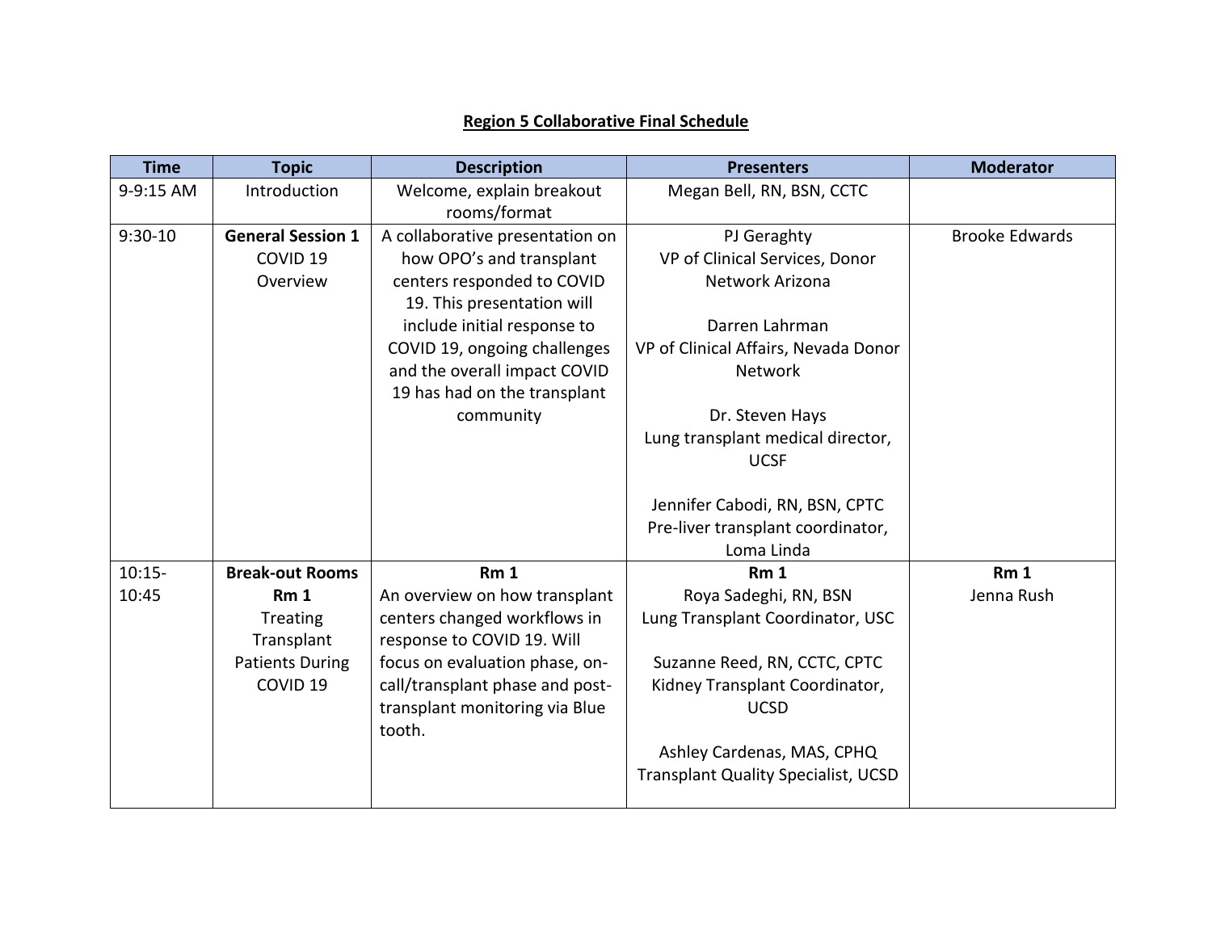# **Region 5 Collaborative Final Schedule**

| Time | Topic | Description | Presenters | Moderator |
|---|---|---|---|---|
| 9-9:15 AM | Introduction | Welcome, explain breakout rooms/format | Megan Bell, RN, BSN, CCTC | |
| 9:30-10 | **General Session 1** COVID 19 Overview | A collaborative presentation on how OPO's and transplant centers responded to COVID 19. This presentation will include initial response to COVID 19, ongoing challenges and the overall impact COVID 19 has had on the transplant community | PJ Geraghty<br>VP of Clinical Services, Donor Network Arizona<br><br>Darren Lahrman<br>VP of Clinical Affairs, Nevada Donor Network<br><br>Dr. Steven Hays<br>Lung transplant medical director, UCSF<br><br>Jennifer Cabodi, RN, BSN, CPTC<br>Pre-liver transplant coordinator, Loma Linda | Brooke Edwards |
| 10:15-10:45 | **Break-out Rooms**<br>**Rm 1**<br>Treating Transplant Patients During COVID 19 | **Rm 1**<br>An overview on how transplant centers changed workflows in response to COVID 19. Will focus on evaluation phase, on-call/transplant phase and post-transplant monitoring via Blue tooth. | **Rm 1**<br>Roya Sadeghi, RN, BSN<br>Lung Transplant Coordinator, USC<br><br>Suzanne Reed, RN, CCTC, CPTC<br>Kidney Transplant Coordinator, UCSD<br><br>Ashley Cardenas, MAS, CPHQ<br>Transplant Quality Specialist, UCSD | **Rm 1**<br>Jenna Rush |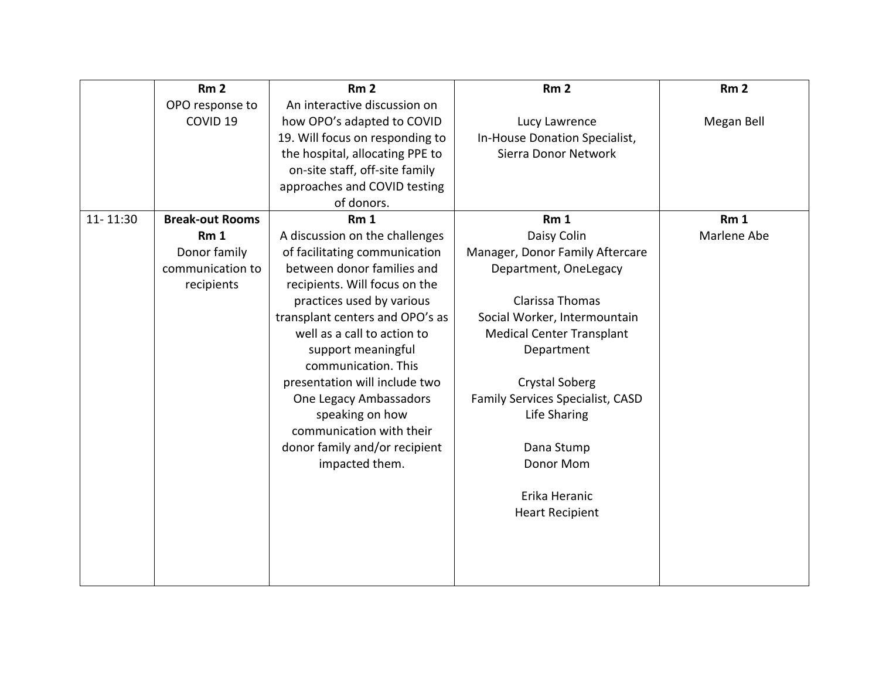| | | | | |
|---|---|---|---|---|
| | **Rm 2**<br>OPO response to COVID 19 | **Rm 2**<br>An interactive discussion on how OPO's adapted to COVID 19. Will focus on responding to the hospital, allocating PPE to on-site staff, off-site family approaches and COVID testing of donors. | **Rm 2**<br><br>Lucy Lawrence<br>In-House Donation Specialist, Sierra Donor Network | **Rm 2**<br><br>Megan Bell |
| 11- 11:30 | **Break-out Rooms**<br>**Rm 1**<br>Donor family communication to recipients | **Rm 1**<br>A discussion on the challenges of facilitating communication between donor families and recipients. Will focus on the practices used by various transplant centers and OPO's as well as a call to action to support meaningful communication. This presentation will include two One Legacy Ambassadors speaking on how communication with their donor family and/or recipient impacted them. | **Rm 1**<br>Daisy Colin<br>Manager, Donor Family Aftercare Department, OneLegacy<br><br>Clarissa Thomas<br>Social Worker, Intermountain Medical Center Transplant Department<br><br>Crystal Soberg<br>Family Services Specialist, CASD Life Sharing<br><br>Dana Stump<br>Donor Mom<br><br>Erika Heranic<br>Heart Recipient | **Rm 1**<br>Marlene Abe |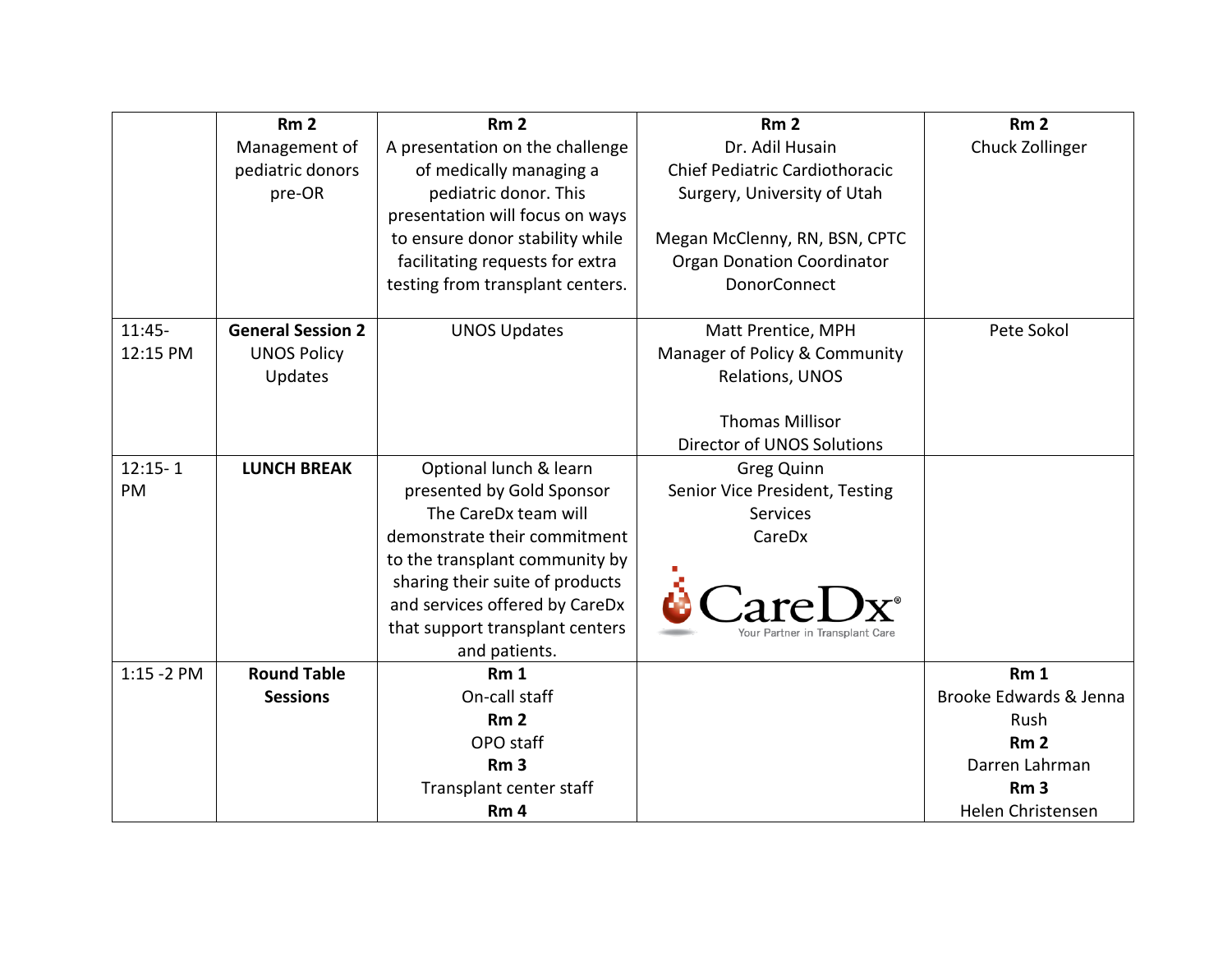| | | | | |
|---|---|---|---|---|
| | **Rm 2** Management of pediatric donors pre-OR | **Rm 2** A presentation on the challenge of medically managing a pediatric donor. This presentation will focus on ways to ensure donor stability while facilitating requests for extra testing from transplant centers. | **Rm 2** Dr. Adil Husain Chief Pediatric Cardiothoracic Surgery, University of Utah<br><br>Megan McClenny, RN, BSN, CPTC Organ Donation Coordinator DonorConnect | **Rm 2** Chuck Zollinger |
| 11:45-12:15 PM | **General Session 2** UNOS Policy Updates | UNOS Updates | Matt Prentice, MPH Manager of Policy & Community Relations, UNOS<br><br>Thomas Millisor Director of UNOS Solutions | Pete Sokol |
| 12:15- 1 PM | **LUNCH BREAK** | Optional lunch & learn presented by Gold Sponsor The CareDx team will demonstrate their commitment to the transplant community by sharing their suite of products and services offered by CareDx that support transplant centers and patients. | Greg Quinn Senior Vice President, Testing Services CareDx<br><br>CareDx® Your Partner in Transplant Care | |
| 1:15 -2 PM | **Round Table Sessions** | **Rm 1** On-call staff **Rm 2** OPO staff **Rm 3** Transplant center staff **Rm 4** | | **Rm 1** Brooke Edwards & Jenna Rush **Rm 2** Darren Lahrman **Rm 3** Helen Christensen |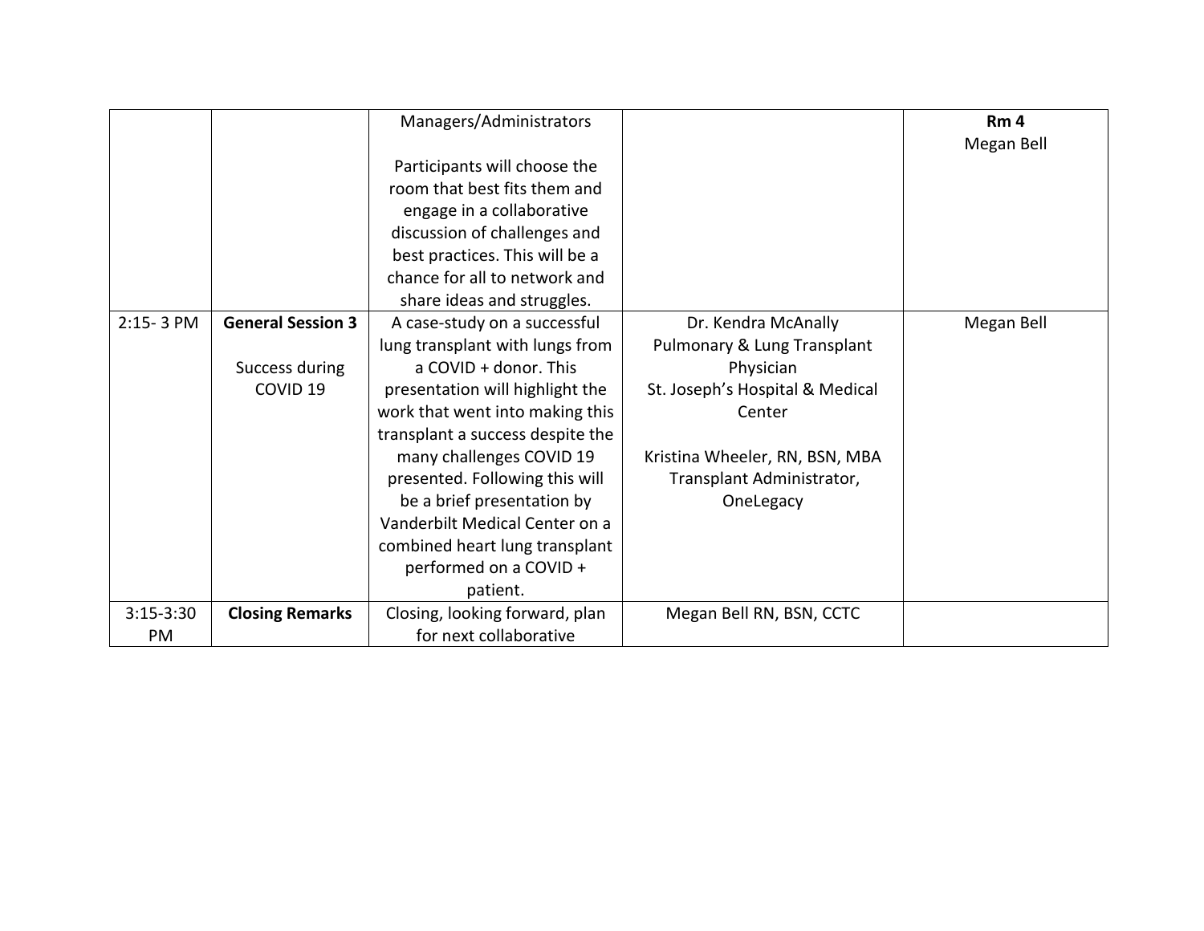| | | | | |
|---|---|---|---|---|
| | | Managers/Administrators<br><br>Participants will choose the room that best fits them and engage in a collaborative discussion of challenges and best practices. This will be a chance for all to network and share ideas and struggles. | | **Rm 4**<br>Megan Bell |
| 2:15- 3 PM | **General Session 3**<br><br>Success during COVID 19 | A case-study on a successful lung transplant with lungs from a COVID + donor. This presentation will highlight the work that went into making this transplant a success despite the many challenges COVID 19 presented. Following this will be a brief presentation by Vanderbilt Medical Center on a combined heart lung transplant performed on a COVID + patient. | Dr. Kendra McAnally<br>Pulmonary & Lung Transplant Physician<br>St. Joseph's Hospital & Medical Center<br><br>Kristina Wheeler, RN, BSN, MBA<br>Transplant Administrator, OneLegacy | Megan Bell |
| 3:15-3:30 PM | **Closing Remarks** | Closing, looking forward, plan for next collaborative | Megan Bell RN, BSN, CCTC | |